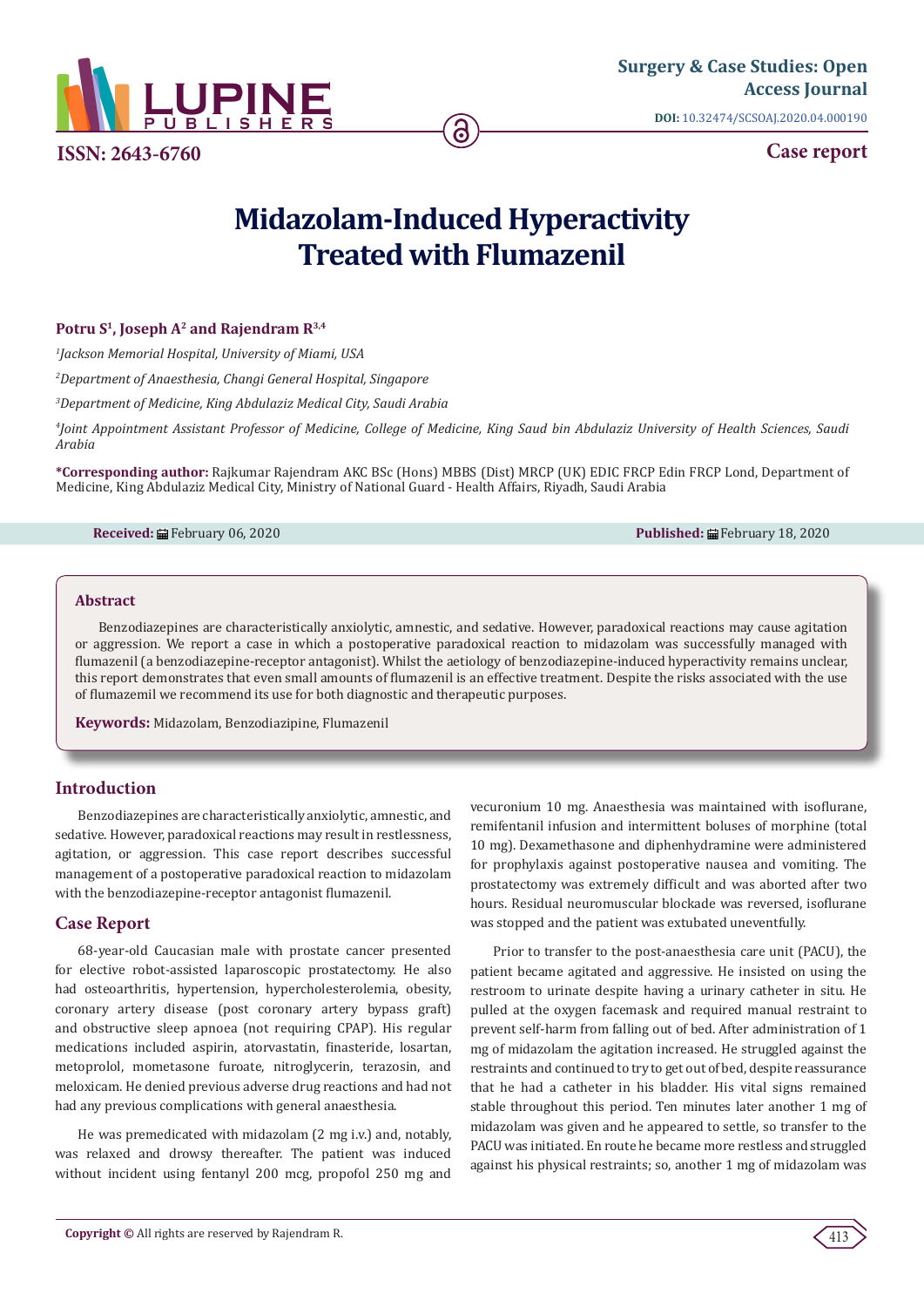Surgery & Case Studies: Open Access Journal

DOI: 10.32474/SCSOAJ.2020.04.000190

ISSN: 2643-6760

Case report

# Midazolam-Induced Hyperactivity Treated with Flumazenil

**Potru S[1], Joseph A[2] and Rajendram R[3,4]**

*[1]Jackson Memorial Hospital, University of Miami, USA*

*[2]Department of Anaesthesia, Changi General Hospital, Singapore*

*[3]Department of Medicine, King Abdulaziz Medical City, Saudi Arabia*

*[4]Joint Appointment Assistant Professor of Medicine, College of Medicine, King Saud bin Abdulaziz University of Health Sciences, Saudi Arabia*

**\*Corresponding author:** Rajkumar Rajendram AKC BSc (Hons) MBBS (Dist) MRCP (UK) EDIC FRCP Edin FRCP Lond, Department of Medicine, King Abdulaziz Medical City, Ministry of National Guard - Health Affairs, Riyadh, Saudi Arabia

**Received:** February 06, 2020 **Published:** February 18, 2020

## Abstract

Benzodiazepines are characteristically anxiolytic, amnestic, and sedative. However, paradoxical reactions may cause agitation or aggression. We report a case in which a postoperative paradoxical reaction to midazolam was successfully managed with flumazenil (a benzodiazepine-receptor antagonist). Whilst the aetiology of benzodiazepine-induced hyperactivity remains unclear, this report demonstrates that even small amounts of flumazenil is an effective treatment. Despite the risks associated with the use of flumazemil we recommend its use for both diagnostic and therapeutic purposes.

**Keywords:** Midazolam, Benzodiazepine, Flumazenil

## Introduction

Benzodiazepines are characteristically anxiolytic, amnestic, and sedative. However, paradoxical reactions may result in restlessness, agitation, or aggression. This case report describes successful management of a postoperative paradoxical reaction to midazolam with the benzodiazepine-receptor antagonist flumazenil.

## Case Report

68-year-old Caucasian male with prostate cancer presented for elective robot-assisted laparoscopic prostatectomy. He also had osteoarthritis, hypertension, hypercholesterolemia, obesity, coronary artery disease (post coronary artery bypass graft) and obstructive sleep apnoea (not requiring CPAP). His regular medications included aspirin, atorvastatin, finasteride, losartan, metoprolol, mometasone furoate, nitroglycerin, terazosin, and meloxicam. He denied previous adverse drug reactions and had not had any previous complications with general anaesthesia.

He was premedicated with midazolam (2 mg i.v.) and, notably, was relaxed and drowsy thereafter. The patient was induced without incident using fentanyl 200 mcg, propofol 250 mg and vecuronium 10 mg. Anaesthesia was maintained with isoflurane, remifentanil infusion and intermittent boluses of morphine (total 10 mg). Dexamethasone and diphenhydramine were administered for prophylaxis against postoperative nausea and vomiting. The prostatectomy was extremely difficult and was aborted after two hours. Residual neuromuscular blockade was reversed, isoflurane was stopped and the patient was extubated uneventfully.

Prior to transfer to the post-anaesthesia care unit (PACU), the patient became agitated and aggressive. He insisted on using the restroom to urinate despite having a urinary catheter in situ. He pulled at the oxygen facemask and required manual restraint to prevent self-harm from falling out of bed. After administration of 1 mg of midazolam the agitation increased. He struggled against the restraints and continued to try to get out of bed, despite reassurance that he had a catheter in his bladder. His vital signs remained stable throughout this period. Ten minutes later another 1 mg of midazolam was given and he appeared to settle, so transfer to the PACU was initiated. En route he became more restless and struggled against his physical restraints; so, another 1 mg of midazolam was

**Copyright ©** All rights are reserved by Rajendram R.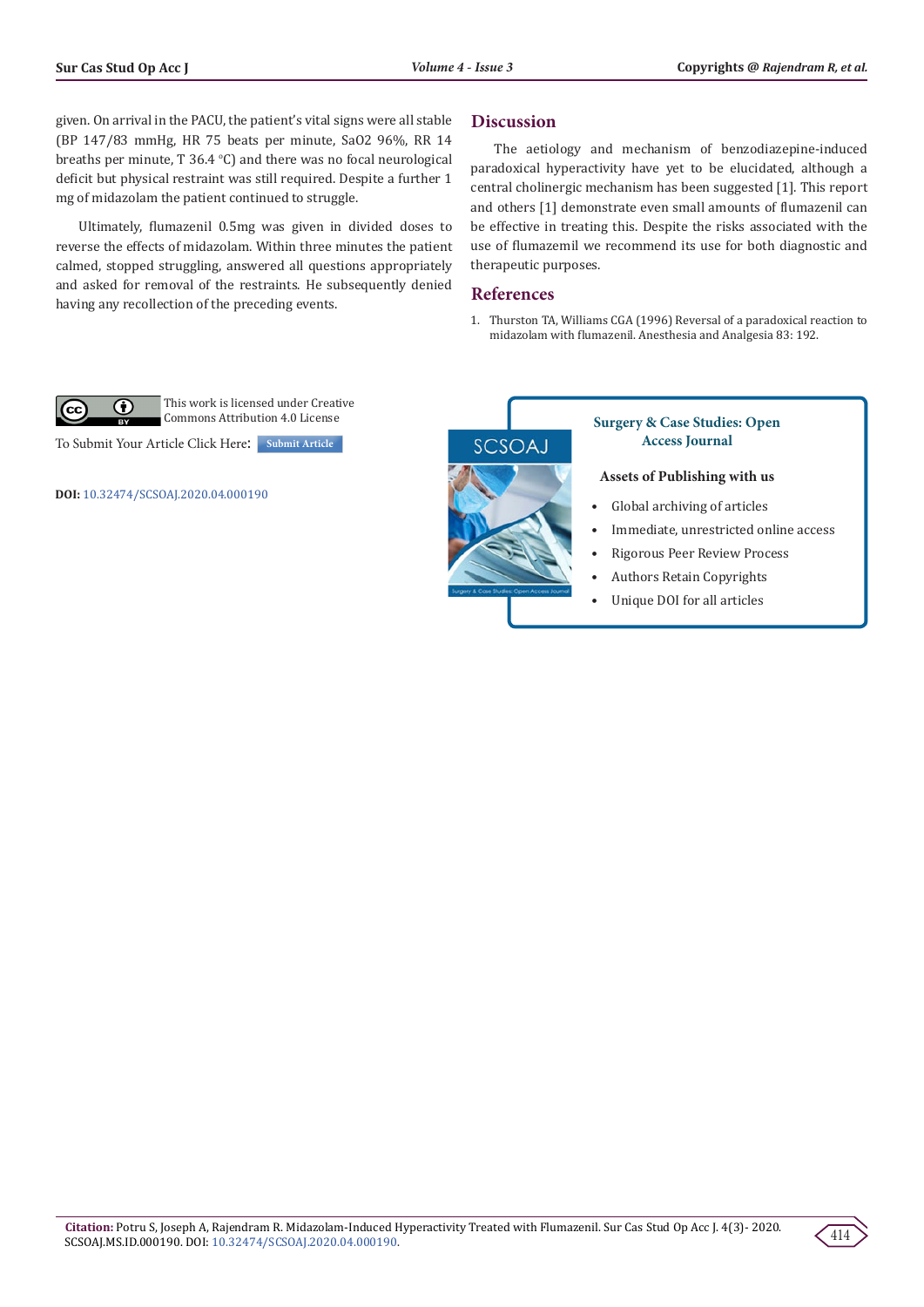given. On arrival in the PACU, the patient's vital signs were all stable (BP 147/83 mmHg, HR 75 beats per minute, SaO2 96%, RR 14 breaths per minute, T 36.4 °C) and there was no focal neurological deficit but physical restraint was still required. Despite a further 1 mg of midazolam the patient continued to struggle.

Ultimately, flumazenil 0.5mg was given in divided doses to reverse the effects of midazolam. Within three minutes the patient calmed, stopped struggling, answered all questions appropriately and asked for removal of the restraints. He subsequently denied having any recollection of the preceding events.

## Discussion

The aetiology and mechanism of benzodiazepine-induced paradoxical hyperactivity have yet to be elucidated, although a central cholinergic mechanism has been suggested [1]. This report and others [1] demonstrate even small amounts of flumazenil can be effective in treating this. Despite the risks associated with the use of flumazemil we recommend its use for both diagnostic and therapeutic purposes.

## References

1. Thurston TA, Williams CGA (1996) Reversal of a paradoxical reaction to midazolam with flumazenil. Anesthesia and Analgesia 83: 192.

This work is licensed under Creative Commons Attribution 4.0 License

To Submit Your Article Click Here: Submit Article

**DOI:** 10.32474/SCSOAJ.2020.04.000190

**Surgery & Case Studies: Open Access Journal**

**Assets of Publishing with us**

- Global archiving of articles
- Immediate, unrestricted online access
- Rigorous Peer Review Process
- Authors Retain Copyrights
- Unique DOI for all articles

**Citation:** Potru S, Joseph A, Rajendram R. Midazolam-Induced Hyperactivity Treated with Flumazenil. Sur Cas Stud Op Acc J. 4(3)- 2020. SCSOAJ.MS.ID.000190. DOI: 10.32474/SCSOAJ.2020.04.000190.